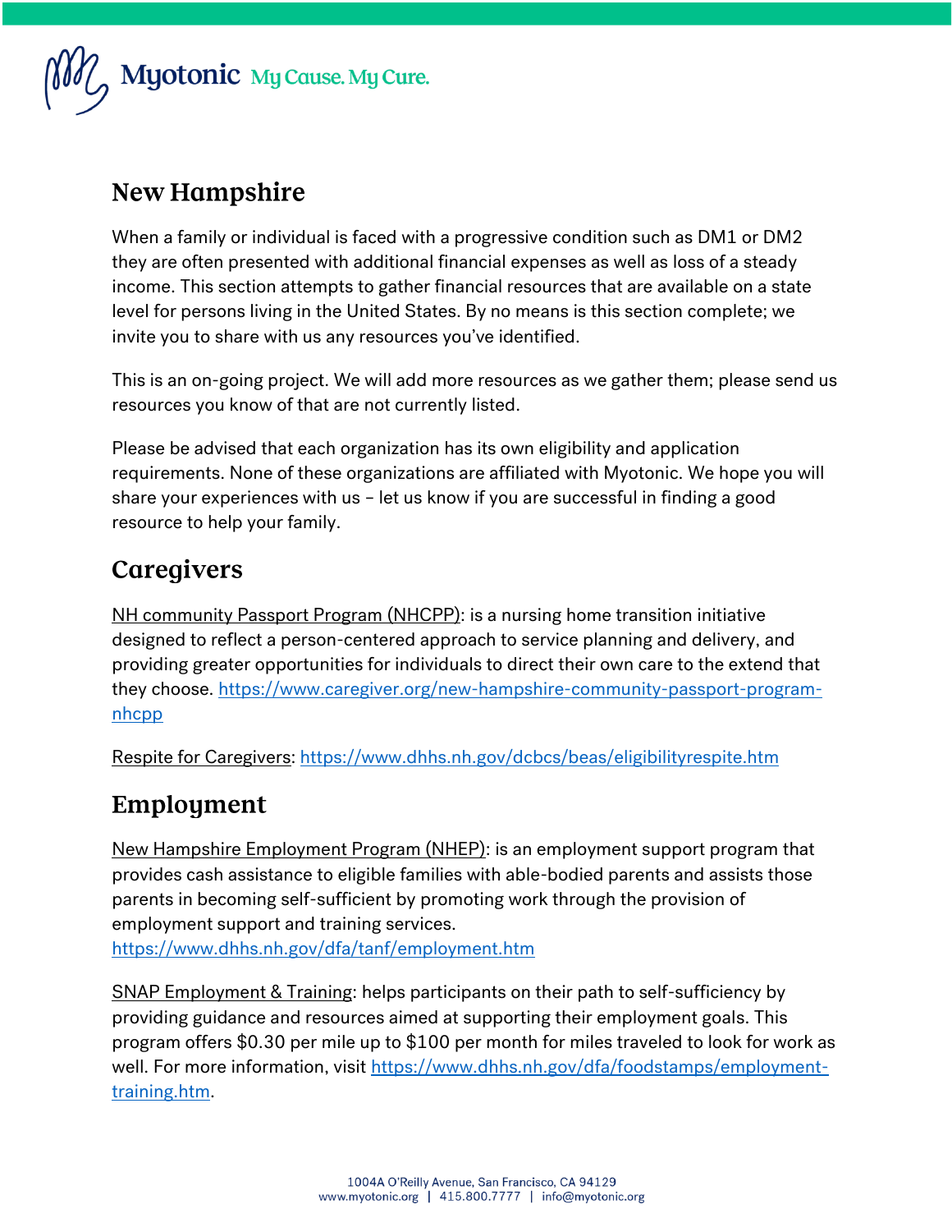# New Hampshire

When a family or individual is faced with a progressive condition such as DM1 or DM2 they are often presented with additional financial expenses as well as loss of a steady income. This section attempts to gather financial resources that are available on a state level for persons living in the United States. By no means is this section complete; we invite you to share with us any resources you've identified.

This is an on-going project. We will add more resources as we gather them; please send us resources you know of that are not currently listed.

Please be advised that each organization has its own eligibility and application requirements. None of these organizations are affiliated with Myotonic. We hope you will share your experiences with us – let us know if you are successful in finding a good resource to help your family.

## Caregivers

NH community Passport Program (NHCPP): is a nursing home transition initiative designed to reflect a person-centered approach to service planning and delivery, and providing greater opportunities for individuals to direct their own care to the extend that they choose. https://www.caregiver.org/new-hampshire-community-passport-program-nhcpp

Respite for Caregivers: https://www.dhhs.nh.gov/dcbcs/beas/eligibilityrespite.htm

## Employment

New Hampshire Employment Program (NHEP): is an employment support program that provides cash assistance to eligible families with able-bodied parents and assists those parents in becoming self-sufficient by promoting work through the provision of employment support and training services.
https://www.dhhs.nh.gov/dfa/tanf/employment.htm

SNAP Employment & Training: helps participants on their path to self-sufficiency by providing guidance and resources aimed at supporting their employment goals. This program offers $0.30 per mile up to $100 per month for miles traveled to look for work as well. For more information, visit https://www.dhhs.nh.gov/dfa/foodstamps/employment-training.htm.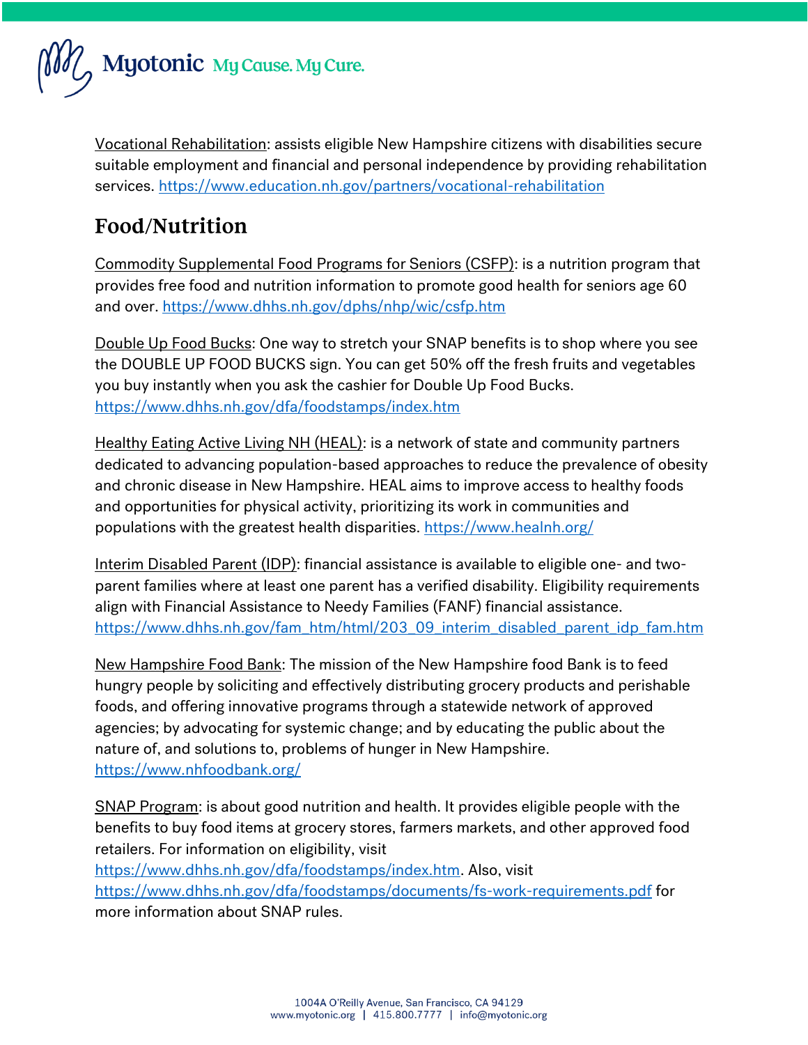Vocational Rehabilitation: assists eligible New Hampshire citizens with disabilities secure suitable employment and financial and personal independence by providing rehabilitation services. https://www.education.nh.gov/partners/vocational-rehabilitation

## Food/Nutrition

Commodity Supplemental Food Programs for Seniors (CSFP): is a nutrition program that provides free food and nutrition information to promote good health for seniors age 60 and over. https://www.dhhs.nh.gov/dphs/nhp/wic/csfp.htm

Double Up Food Bucks: One way to stretch your SNAP benefits is to shop where you see the DOUBLE UP FOOD BUCKS sign. You can get 50% off the fresh fruits and vegetables you buy instantly when you ask the cashier for Double Up Food Bucks. https://www.dhhs.nh.gov/dfa/foodstamps/index.htm

Healthy Eating Active Living NH (HEAL): is a network of state and community partners dedicated to advancing population-based approaches to reduce the prevalence of obesity and chronic disease in New Hampshire. HEAL aims to improve access to healthy foods and opportunities for physical activity, prioritizing its work in communities and populations with the greatest health disparities. https://www.healnh.org/

Interim Disabled Parent (IDP): financial assistance is available to eligible one- and two-parent families where at least one parent has a verified disability. Eligibility requirements align with Financial Assistance to Needy Families (FANF) financial assistance. https://www.dhhs.nh.gov/fam_htm/html/203_09_interim_disabled_parent_idp_fam.htm

New Hampshire Food Bank: The mission of the New Hampshire food Bank is to feed hungry people by soliciting and effectively distributing grocery products and perishable foods, and offering innovative programs through a statewide network of approved agencies; by advocating for systemic change; and by educating the public about the nature of, and solutions to, problems of hunger in New Hampshire. https://www.nhfoodbank.org/

SNAP Program: is about good nutrition and health. It provides eligible people with the benefits to buy food items at grocery stores, farmers markets, and other approved food retailers. For information on eligibility, visit https://www.dhhs.nh.gov/dfa/foodstamps/index.htm. Also, visit https://www.dhhs.nh.gov/dfa/foodstamps/documents/fs-work-requirements.pdf for more information about SNAP rules.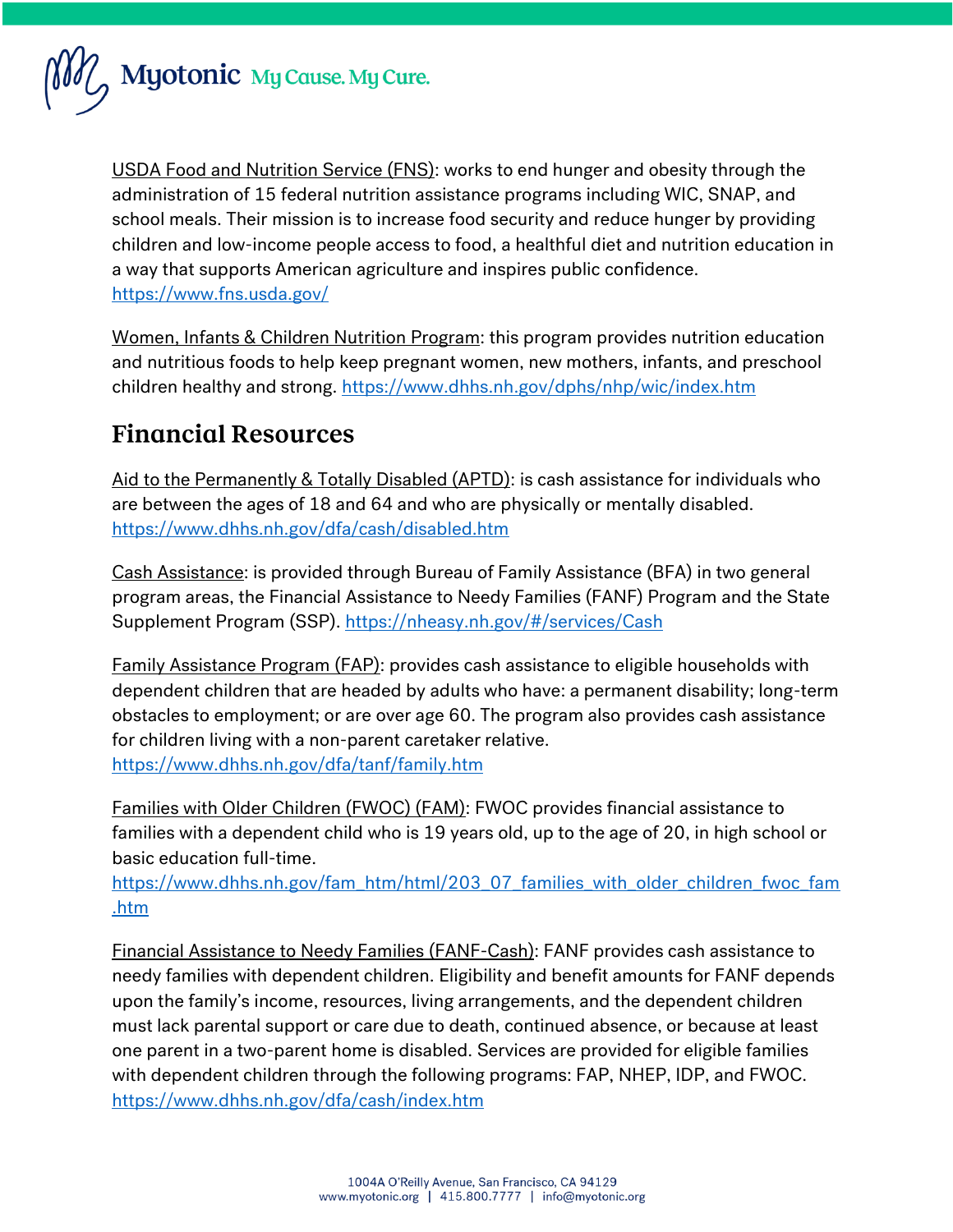USDA Food and Nutrition Service (FNS): works to end hunger and obesity through the administration of 15 federal nutrition assistance programs including WIC, SNAP, and school meals. Their mission is to increase food security and reduce hunger by providing children and low-income people access to food, a healthful diet and nutrition education in a way that supports American agriculture and inspires public confidence. https://www.fns.usda.gov/

Women, Infants & Children Nutrition Program: this program provides nutrition education and nutritious foods to help keep pregnant women, new mothers, infants, and preschool children healthy and strong. https://www.dhhs.nh.gov/dphs/nhp/wic/index.htm

## Financial Resources

Aid to the Permanently & Totally Disabled (APTD): is cash assistance for individuals who are between the ages of 18 and 64 and who are physically or mentally disabled. https://www.dhhs.nh.gov/dfa/cash/disabled.htm

Cash Assistance: is provided through Bureau of Family Assistance (BFA) in two general program areas, the Financial Assistance to Needy Families (FANF) Program and the State Supplement Program (SSP). https://nheasy.nh.gov/#/services/Cash

Family Assistance Program (FAP): provides cash assistance to eligible households with dependent children that are headed by adults who have: a permanent disability; long-term obstacles to employment; or are over age 60. The program also provides cash assistance for children living with a non-parent caretaker relative. https://www.dhhs.nh.gov/dfa/tanf/family.htm

Families with Older Children (FWOC) (FAM): FWOC provides financial assistance to families with a dependent child who is 19 years old, up to the age of 20, in high school or basic education full-time. https://www.dhhs.nh.gov/fam_htm/html/203_07_families_with_older_children_fwoc_fam.htm

Financial Assistance to Needy Families (FANF-Cash): FANF provides cash assistance to needy families with dependent children. Eligibility and benefit amounts for FANF depends upon the family's income, resources, living arrangements, and the dependent children must lack parental support or care due to death, continued absence, or because at least one parent in a two-parent home is disabled. Services are provided for eligible families with dependent children through the following programs: FAP, NHEP, IDP, and FWOC. https://www.dhhs.nh.gov/dfa/cash/index.htm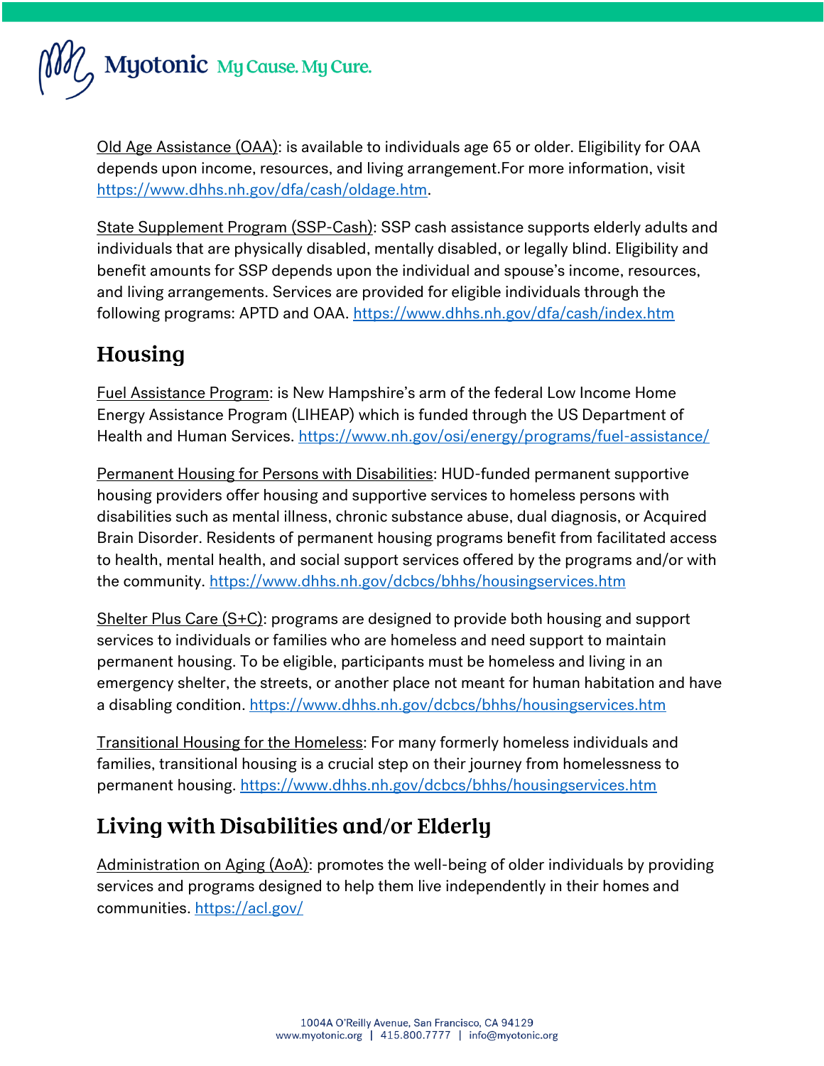Old Age Assistance (OAA): is available to individuals age 65 or older. Eligibility for OAA depends upon income, resources, and living arrangement.For more information, visit https://www.dhhs.nh.gov/dfa/cash/oldage.htm.

State Supplement Program (SSP-Cash): SSP cash assistance supports elderly adults and individuals that are physically disabled, mentally disabled, or legally blind. Eligibility and benefit amounts for SSP depends upon the individual and spouse's income, resources, and living arrangements. Services are provided for eligible individuals through the following programs: APTD and OAA. https://www.dhhs.nh.gov/dfa/cash/index.htm

## Housing

Fuel Assistance Program: is New Hampshire's arm of the federal Low Income Home Energy Assistance Program (LIHEAP) which is funded through the US Department of Health and Human Services. https://www.nh.gov/osi/energy/programs/fuel-assistance/

Permanent Housing for Persons with Disabilities: HUD-funded permanent supportive housing providers offer housing and supportive services to homeless persons with disabilities such as mental illness, chronic substance abuse, dual diagnosis, or Acquired Brain Disorder. Residents of permanent housing programs benefit from facilitated access to health, mental health, and social support services offered by the programs and/or with the community. https://www.dhhs.nh.gov/dcbcs/bhhs/housingservices.htm

Shelter Plus Care (S+C): programs are designed to provide both housing and support services to individuals or families who are homeless and need support to maintain permanent housing. To be eligible, participants must be homeless and living in an emergency shelter, the streets, or another place not meant for human habitation and have a disabling condition. https://www.dhhs.nh.gov/dcbcs/bhhs/housingservices.htm

Transitional Housing for the Homeless: For many formerly homeless individuals and families, transitional housing is a crucial step on their journey from homelessness to permanent housing. https://www.dhhs.nh.gov/dcbcs/bhhs/housingservices.htm

## Living with Disabilities and/or Elderly

Administration on Aging (AoA): promotes the well-being of older individuals by providing services and programs designed to help them live independently in their homes and communities. https://acl.gov/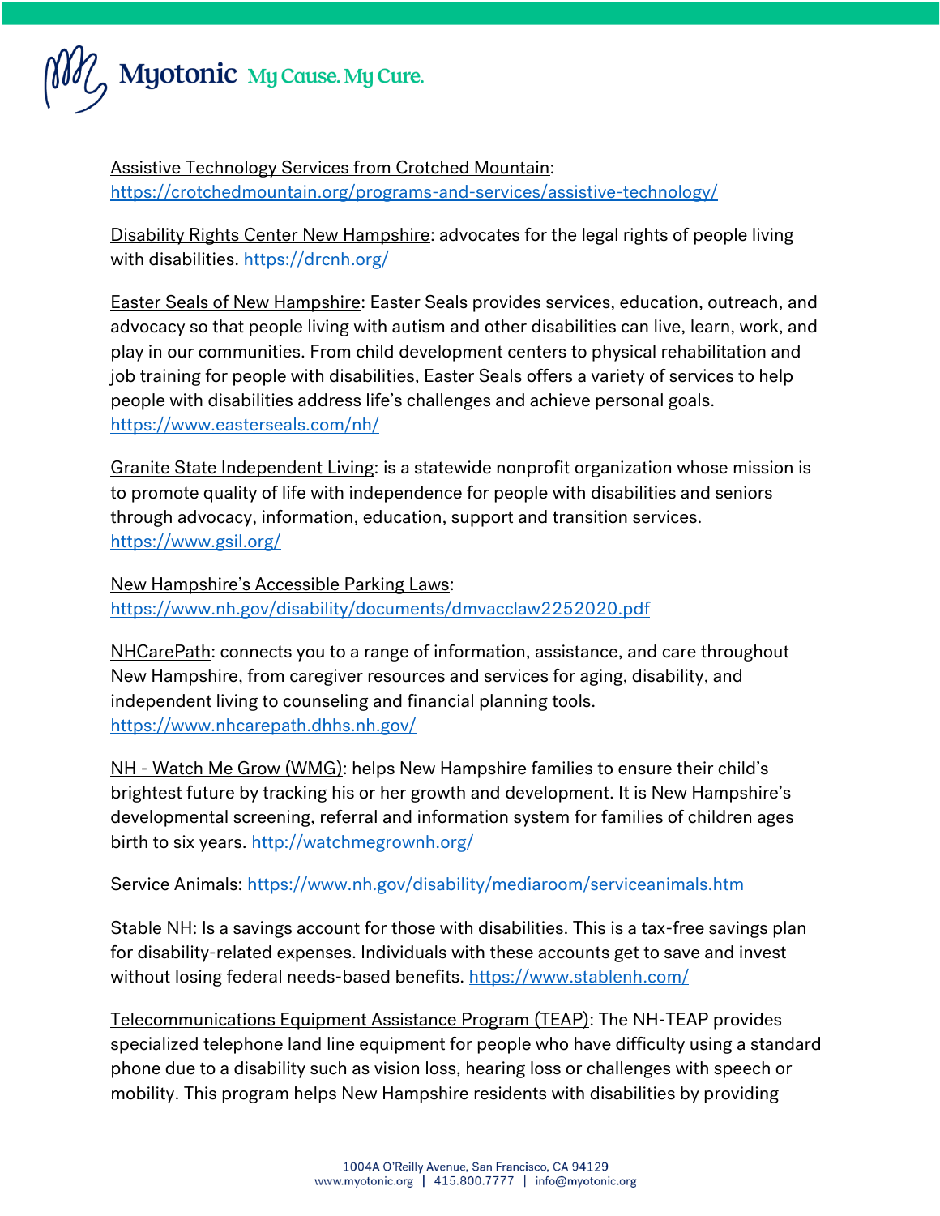Assistive Technology Services from Crotched Mountain: https://crotchedmountain.org/programs-and-services/assistive-technology/

Disability Rights Center New Hampshire: advocates for the legal rights of people living with disabilities. https://drcnh.org/

Easter Seals of New Hampshire: Easter Seals provides services, education, outreach, and advocacy so that people living with autism and other disabilities can live, learn, work, and play in our communities. From child development centers to physical rehabilitation and job training for people with disabilities, Easter Seals offers a variety of services to help people with disabilities address life's challenges and achieve personal goals. https://www.easterseals.com/nh/

Granite State Independent Living: is a statewide nonprofit organization whose mission is to promote quality of life with independence for people with disabilities and seniors through advocacy, information, education, support and transition services. https://www.gsil.org/

New Hampshire's Accessible Parking Laws: https://www.nh.gov/disability/documents/dmvacclaw2252020.pdf

NHCarePath: connects you to a range of information, assistance, and care throughout New Hampshire, from caregiver resources and services for aging, disability, and independent living to counseling and financial planning tools. https://www.nhcarepath.dhhs.nh.gov/

NH - Watch Me Grow (WMG): helps New Hampshire families to ensure their child's brightest future by tracking his or her growth and development. It is New Hampshire's developmental screening, referral and information system for families of children ages birth to six years. http://watchmegrownh.org/

Service Animals: https://www.nh.gov/disability/mediaroom/serviceanimals.htm

Stable NH: Is a savings account for those with disabilities. This is a tax-free savings plan for disability-related expenses. Individuals with these accounts get to save and invest without losing federal needs-based benefits. https://www.stablenh.com/

Telecommunications Equipment Assistance Program (TEAP): The NH-TEAP provides specialized telephone land line equipment for people who have difficulty using a standard phone due to a disability such as vision loss, hearing loss or challenges with speech or mobility. This program helps New Hampshire residents with disabilities by providing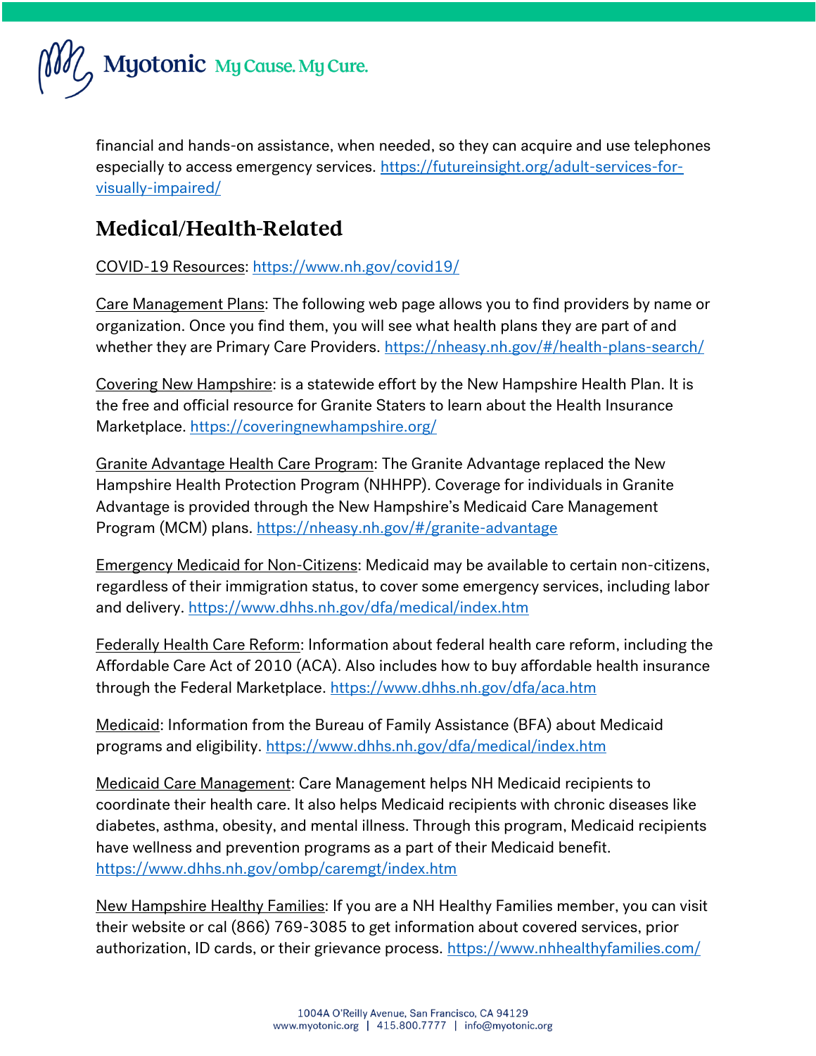financial and hands-on assistance, when needed, so they can acquire and use telephones especially to access emergency services. https://futureinsight.org/adult-services-for-visually-impaired/

## Medical/Health-Related

COVID-19 Resources: https://www.nh.gov/covid19/

Care Management Plans: The following web page allows you to find providers by name or organization. Once you find them, you will see what health plans they are part of and whether they are Primary Care Providers. https://nheasy.nh.gov/#/health-plans-search/

Covering New Hampshire: is a statewide effort by the New Hampshire Health Plan. It is the free and official resource for Granite Staters to learn about the Health Insurance Marketplace. https://coveringnewhampshire.org/

Granite Advantage Health Care Program: The Granite Advantage replaced the New Hampshire Health Protection Program (NHHPP). Coverage for individuals in Granite Advantage is provided through the New Hampshire's Medicaid Care Management Program (MCM) plans. https://nheasy.nh.gov/#/granite-advantage

Emergency Medicaid for Non-Citizens: Medicaid may be available to certain non-citizens, regardless of their immigration status, to cover some emergency services, including labor and delivery. https://www.dhhs.nh.gov/dfa/medical/index.htm

Federally Health Care Reform: Information about federal health care reform, including the Affordable Care Act of 2010 (ACA). Also includes how to buy affordable health insurance through the Federal Marketplace. https://www.dhhs.nh.gov/dfa/aca.htm

Medicaid: Information from the Bureau of Family Assistance (BFA) about Medicaid programs and eligibility. https://www.dhhs.nh.gov/dfa/medical/index.htm

Medicaid Care Management: Care Management helps NH Medicaid recipients to coordinate their health care. It also helps Medicaid recipients with chronic diseases like diabetes, asthma, obesity, and mental illness. Through this program, Medicaid recipients have wellness and prevention programs as a part of their Medicaid benefit. https://www.dhhs.nh.gov/ombp/caremgt/index.htm

New Hampshire Healthy Families: If you are a NH Healthy Families member, you can visit their website or cal (866) 769-3085 to get information about covered services, prior authorization, ID cards, or their grievance process. https://www.nhhealthyfamilies.com/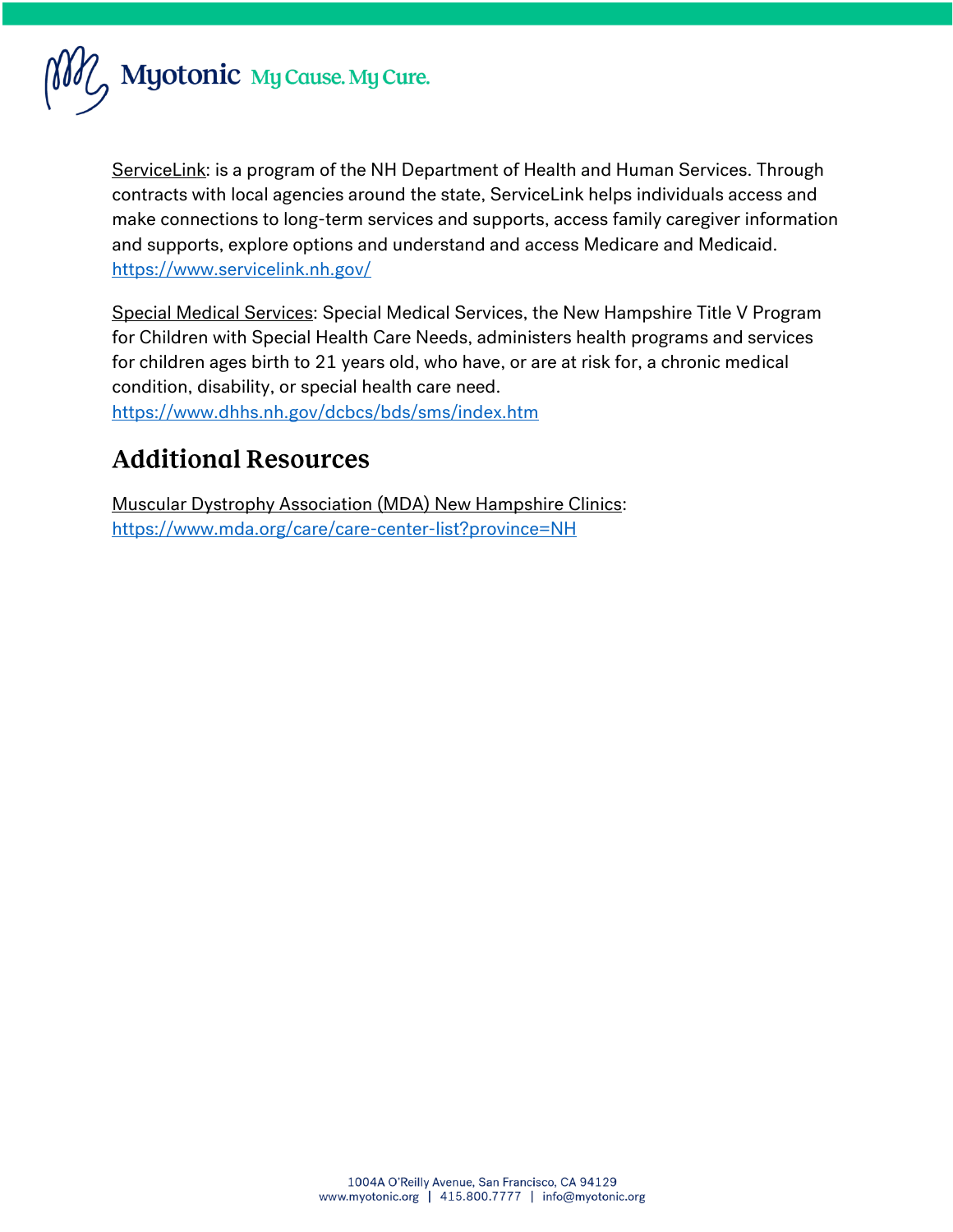ServiceLink: is a program of the NH Department of Health and Human Services. Through contracts with local agencies around the state, ServiceLink helps individuals access and make connections to long-term services and supports, access family caregiver information and supports, explore options and understand and access Medicare and Medicaid.
https://www.servicelink.nh.gov/

Special Medical Services: Special Medical Services, the New Hampshire Title V Program for Children with Special Health Care Needs, administers health programs and services for children ages birth to 21 years old, who have, or are at risk for, a chronic medical condition, disability, or special health care need.
https://www.dhhs.nh.gov/dcbcs/bds/sms/index.htm

## Additional Resources

Muscular Dystrophy Association (MDA) New Hampshire Clinics:
https://www.mda.org/care/care-center-list?province=NH